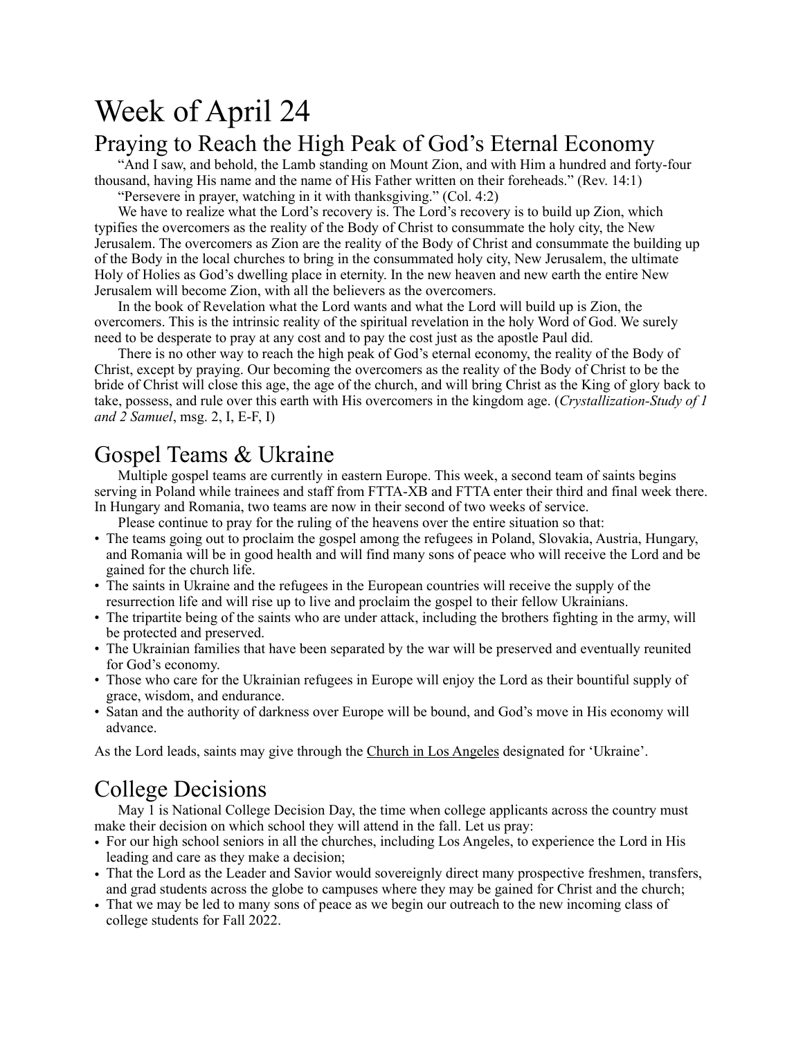# Week of April 24

## Praying to Reach the High Peak of God's Eternal Economy

"And I saw, and behold, the Lamb standing on Mount Zion, and with Him a hundred and forty-four thousand, having His name and the name of His Father written on their foreheads." (Rev. 14:1)

"Persevere in prayer, watching in it with thanksgiving." (Col. 4:2)

We have to realize what the Lord's recovery is. The Lord's recovery is to build up Zion, which typifies the overcomers as the reality of the Body of Christ to consummate the holy city, the New Jerusalem. The overcomers as Zion are the reality of the Body of Christ and consummate the building up of the Body in the local churches to bring in the consummated holy city, New Jerusalem, the ultimate Holy of Holies as God's dwelling place in eternity. In the new heaven and new earth the entire New Jerusalem will become Zion, with all the believers as the overcomers.

In the book of Revelation what the Lord wants and what the Lord will build up is Zion, the overcomers. This is the intrinsic reality of the spiritual revelation in the holy Word of God. We surely need to be desperate to pray at any cost and to pay the cost just as the apostle Paul did.

There is no other way to reach the high peak of God's eternal economy, the reality of the Body of Christ, except by praying. Our becoming the overcomers as the reality of the Body of Christ to be the bride of Christ will close this age, the age of the church, and will bring Christ as the King of glory back to take, possess, and rule over this earth with His overcomers in the kingdom age. (*Crystallization-Study of 1 and 2 Samuel*, msg. 2, I, E-F, I)

## Gospel Teams & Ukraine

Multiple gospel teams are currently in eastern Europe. This week, a second team of saints begins serving in Poland while trainees and staff from FTTA-XB and FTTA enter their third and final week there. In Hungary and Romania, two teams are now in their second of two weeks of service.

Please continue to pray for the ruling of the heavens over the entire situation so that:

- The teams going out to proclaim the gospel among the refugees in Poland, Slovakia, Austria, Hungary, and Romania will be in good health and will find many sons of peace who will receive the Lord and be gained for the church life.
- The saints in Ukraine and the refugees in the European countries will receive the supply of the resurrection life and will rise up to live and proclaim the gospel to their fellow Ukrainians.
- The tripartite being of the saints who are under attack, including the brothers fighting in the army, will be protected and preserved.
- The Ukrainian families that have been separated by the war will be preserved and eventually reunited for God's economy.
- Those who care for the Ukrainian refugees in Europe will enjoy the Lord as their bountiful supply of grace, wisdom, and endurance.
- Satan and the authority of darkness over Europe will be bound, and God's move in His economy will advance.

As the Lord leads, saints may give through the Church in Los Angeles designated for 'Ukraine'.

## College Decisions

May 1 is National College Decision Day, the time when college applicants across the country must make their decision on which school they will attend in the fall. Let us pray:

- For our high school seniors in all the churches, including Los Angeles, to experience the Lord in His leading and care as they make a decision;
- That the Lord as the Leader and Savior would sovereignly direct many prospective freshmen, transfers, and grad students across the globe to campuses where they may be gained for Christ and the church;
- That we may be led to many sons of peace as we begin our outreach to the new incoming class of college students for Fall 2022.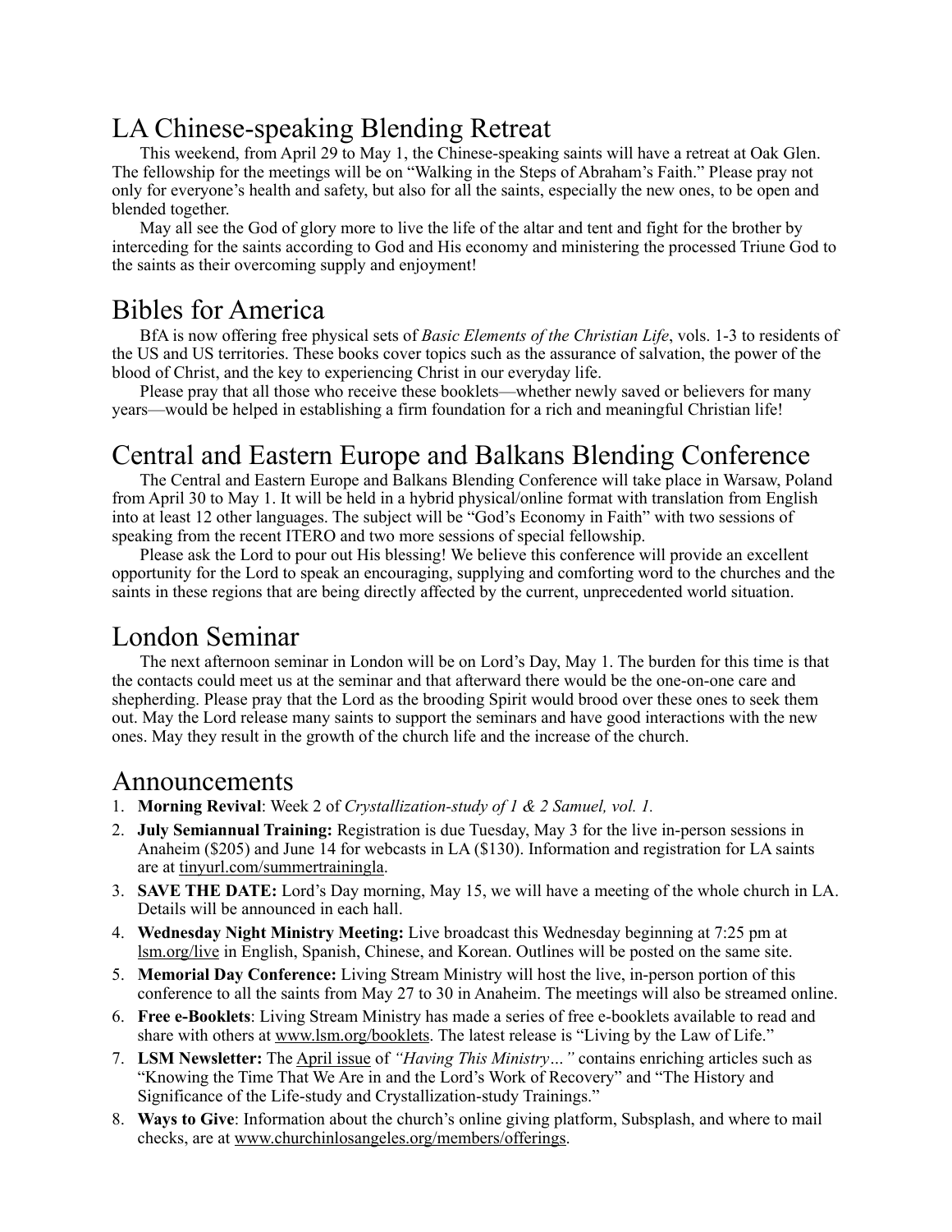## LA Chinese-speaking Blending Retreat

This weekend, from April 29 to May 1, the Chinese-speaking saints will have a retreat at Oak Glen. The fellowship for the meetings will be on "Walking in the Steps of Abraham's Faith." Please pray not only for everyone's health and safety, but also for all the saints, especially the new ones, to be open and blended together.

May all see the God of glory more to live the life of the altar and tent and fight for the brother by interceding for the saints according to God and His economy and ministering the processed Triune God to the saints as their overcoming supply and enjoyment!

## Bibles for America

BfA is now offering free physical sets of *Basic Elements of the Christian Life*, vols. 1-3 to residents of the US and US territories. These books cover topics such as the assurance of salvation, the power of the blood of Christ, and the key to experiencing Christ in our everyday life.

Please pray that all those who receive these booklets—whether newly saved or believers for many years—would be helped in establishing a firm foundation for a rich and meaningful Christian life!

## Central and Eastern Europe and Balkans Blending Conference

The Central and Eastern Europe and Balkans Blending Conference will take place in Warsaw, Poland from April 30 to May 1. It will be held in a hybrid physical/online format with translation from English into at least 12 other languages. The subject will be "God's Economy in Faith" with two sessions of speaking from the recent ITERO and two more sessions of special fellowship.

Please ask the Lord to pour out His blessing! We believe this conference will provide an excellent opportunity for the Lord to speak an encouraging, supplying and comforting word to the churches and the saints in these regions that are being directly affected by the current, unprecedented world situation.

## London Seminar

The next afternoon seminar in London will be on Lord's Day, May 1. The burden for this time is that the contacts could meet us at the seminar and that afterward there would be the one-on-one care and shepherding. Please pray that the Lord as the brooding Spirit would brood over these ones to seek them out. May the Lord release many saints to support the seminars and have good interactions with the new ones. May they result in the growth of the church life and the increase of the church.

## Announcements

1. **Morning Revival**: Week 2 of *Crystallization-study of 1 & 2 Samuel, vol. 1.*
2. **July Semiannual Training:** Registration is due Tuesday, May 3 for the live in-person sessions in Anaheim ($205) and June 14 for webcasts in LA ($130). Information and registration for LA saints are at tinyurl.com/summertrainingla.
3. **SAVE THE DATE:** Lord's Day morning, May 15, we will have a meeting of the whole church in LA. Details will be announced in each hall.
4. **Wednesday Night Ministry Meeting:** Live broadcast this Wednesday beginning at 7:25 pm at lsm.org/live in English, Spanish, Chinese, and Korean. Outlines will be posted on the same site.
5. **Memorial Day Conference:** Living Stream Ministry will host the live, in-person portion of this conference to all the saints from May 27 to 30 in Anaheim. The meetings will also be streamed online.
6. **Free e-Booklets**: Living Stream Ministry has made a series of free e-booklets available to read and share with others at www.lsm.org/booklets. The latest release is "Living by the Law of Life."
7. **LSM Newsletter:** The April issue of *"Having This Ministry…"* contains enriching articles such as "Knowing the Time That We Are in and the Lord's Work of Recovery" and "The History and Significance of the Life-study and Crystallization-study Trainings."
8. **Ways to Give**: Information about the church's online giving platform, Subsplash, and where to mail checks, are at www.churchinlosangeles.org/members/offerings.